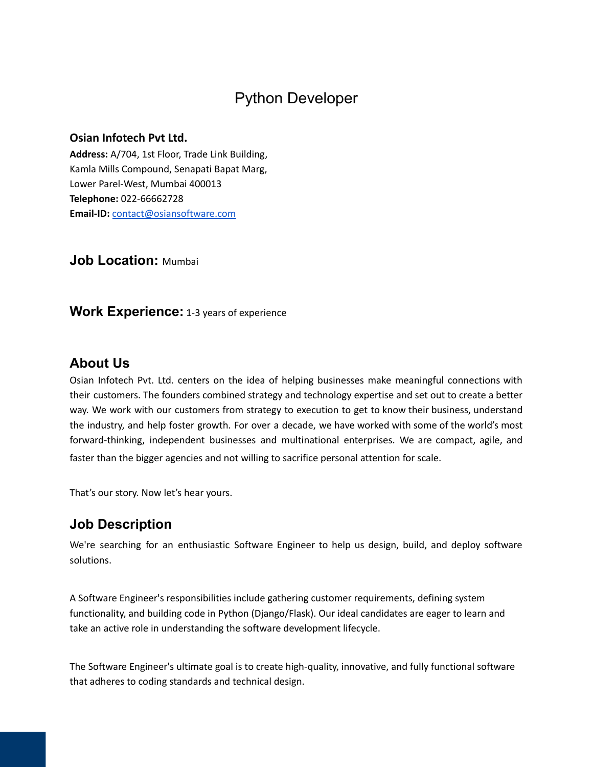# Python Developer

**Osian Infotech Pvt Ltd.**
**Address:** A/704, 1st Floor, Trade Link Building,
Kamla Mills Compound, Senapati Bapat Marg,
Lower Parel-West, Mumbai 400013
**Telephone:** 022-66662728
**Email-ID:** contact@osiansoftware.com

## Job Location: Mumbai

## Work Experience: 1-3 years of experience

## About Us

Osian Infotech Pvt. Ltd. centers on the idea of helping businesses make meaningful connections with their customers. The founders combined strategy and technology expertise and set out to create a better way. We work with our customers from strategy to execution to get to know their business, understand the industry, and help foster growth. For over a decade, we have worked with some of the world's most forward-thinking, independent businesses and multinational enterprises. We are compact, agile, and faster than the bigger agencies and not willing to sacrifice personal attention for scale.

That's our story. Now let's hear yours.

## Job Description

We're searching for an enthusiastic Software Engineer to help us design, build, and deploy software solutions.

A Software Engineer's responsibilities include gathering customer requirements, defining system functionality, and building code in Python (Django/Flask). Our ideal candidates are eager to learn and take an active role in understanding the software development lifecycle.

The Software Engineer's ultimate goal is to create high-quality, innovative, and fully functional software that adheres to coding standards and technical design.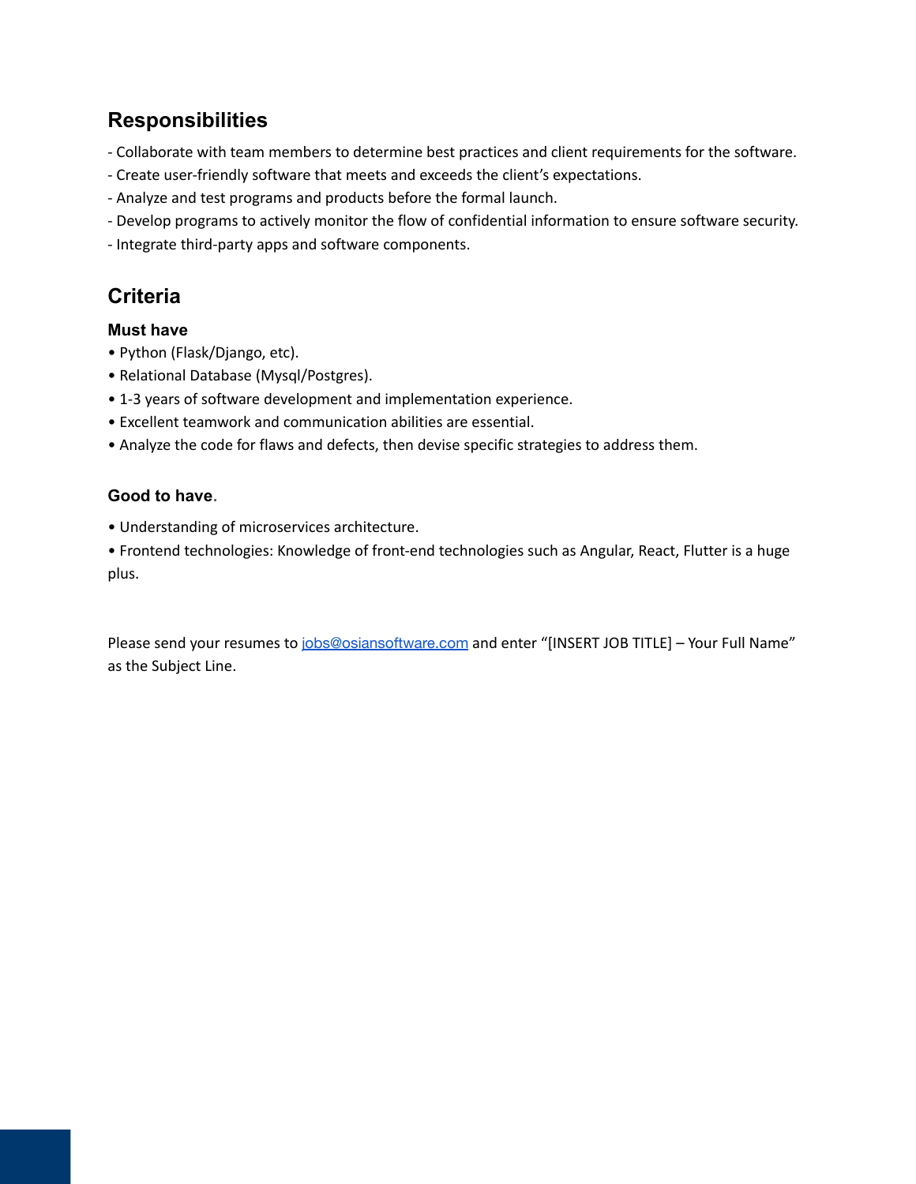## Responsibilities

- Collaborate with team members to determine best practices and client requirements for the software.
- Create user-friendly software that meets and exceeds the client's expectations.
- Analyze and test programs and products before the formal launch.
- Develop programs to actively monitor the flow of confidential information to ensure software security.
- Integrate third-party apps and software components.

## Criteria

### Must have

- Python (Flask/Django, etc).
- Relational Database (Mysql/Postgres).
- 1-3 years of software development and implementation experience.
- Excellent teamwork and communication abilities are essential.
- Analyze the code for flaws and defects, then devise specific strategies to address them.

### Good to have.

- Understanding of microservices architecture.
- Frontend technologies: Knowledge of front-end technologies such as Angular, React, Flutter is a huge plus.

Please send your resumes to jobs@osiansoftware.com and enter "[INSERT JOB TITLE] – Your Full Name" as the Subject Line.